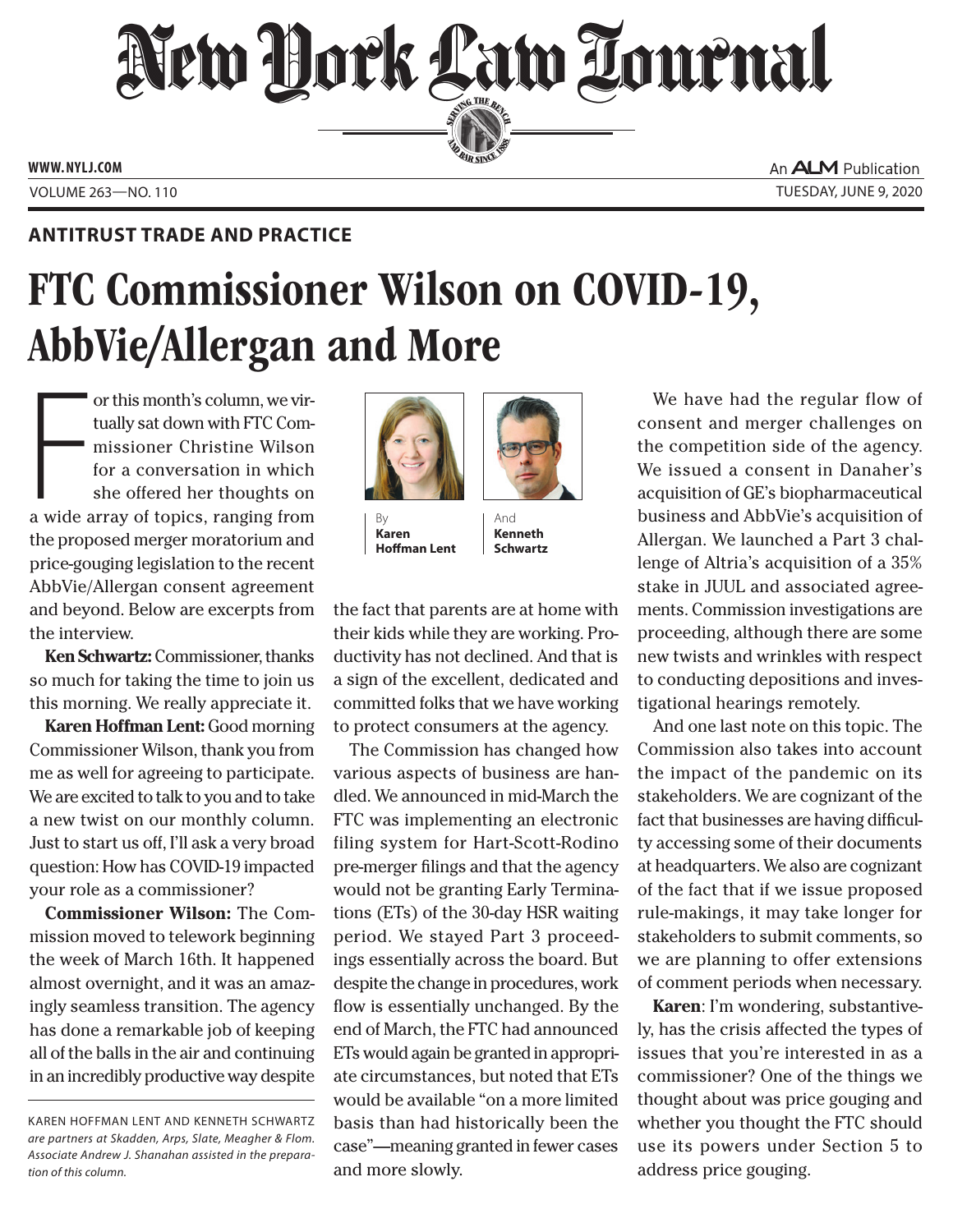# New York Law Journal

**ANTITRUST TRADE AND PRACTICE**

# FTC Commissioner Wilson on COVID-19, AbbVie/Allergan and More

By **Karen Hoffman Lent** And **Kenneth Schwartz**

For this month's column, we virtually sat down with FTC Commissioner Christine Wilson for a conversation in which she offered her thoughts on a wide array of topics, ranging from the proposed merger moratorium and price-gouging legislation to the recent AbbVie/Allergan consent agreement and beyond. Below are excerpts from the interview.

**Ken Schwartz:** Commissioner, thanks so much for taking the time to join us this morning. We really appreciate it.

**Karen Hoffman Lent:** Good morning Commissioner Wilson, thank you from me as well for agreeing to participate. We are excited to talk to you and to take a new twist on our monthly column. Just to start us off, I'll ask a very broad question: How has COVID-19 impacted your role as a commissioner?

**Commissioner Wilson:** The Commission moved to telework beginning the week of March 16th. It happened almost overnight, and it was an amazingly seamless transition. The agency has done a remarkable job of keeping all of the balls in the air and continuing in an incredibly productive way despite the fact that parents are at home with their kids while they are working. Productivity has not declined. And that is a sign of the excellent, dedicated and committed folks that we have working to protect consumers at the agency.

The Commission has changed how various aspects of business are handled. We announced in mid-March the FTC was implementing an electronic filing system for Hart-Scott-Rodino pre-merger filings and that the agency would not be granting Early Terminations (ETs) of the 30-day HSR waiting period. We stayed Part 3 proceedings essentially across the board. But despite the change in procedures, work flow is essentially unchanged. By the end of March, the FTC had announced ETs would again be granted in appropriate circumstances, but noted that ETs would be available "on a more limited basis than had historically been the case"—meaning granted in fewer cases and more slowly.

We have had the regular flow of consent and merger challenges on the competition side of the agency. We issued a consent in Danaher's acquisition of GE's biopharmaceutical business and AbbVie's acquisition of Allergan. We launched a Part 3 challenge of Altria's acquisition of a 35% stake in JUUL and associated agreements. Commission investigations are proceeding, although there are some new twists and wrinkles with respect to conducting depositions and investigational hearings remotely.

And one last note on this topic. The Commission also takes into account the impact of the pandemic on its stakeholders. We are cognizant of the fact that businesses are having difficulty accessing some of their documents at headquarters. We also are cognizant of the fact that if we issue proposed rule-makings, it may take longer for stakeholders to submit comments, so we are planning to offer extensions of comment periods when necessary.

**Karen**: I'm wondering, substantively, has the crisis affected the types of issues that you're interested in as a commissioner? One of the things we thought about was price gouging and whether you thought the FTC should use its powers under Section 5 to address price gouging.

---

KAREN HOFFMAN LENT AND KENNETH SCHWARTZ *are partners at Skadden, Arps, Slate, Meagher & Flom. Associate Andrew J. Shanahan assisted in the preparation of this column.*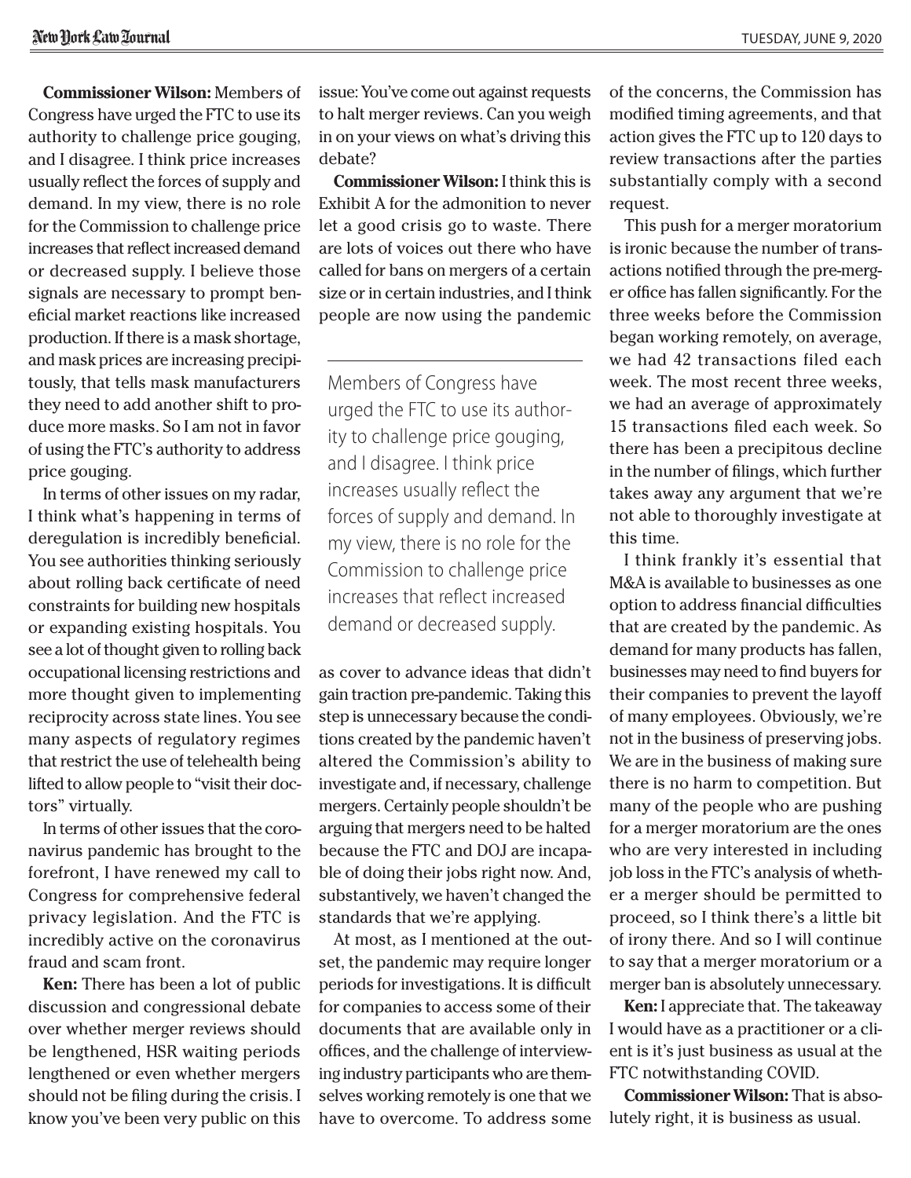**Commissioner Wilson:** Members of Congress have urged the FTC to use its authority to challenge price gouging, and I disagree. I think price increases usually reflect the forces of supply and demand. In my view, there is no role for the Commission to challenge price increases that reflect increased demand or decreased supply. I believe those signals are necessary to prompt beneficial market reactions like increased production. If there is a mask shortage, and mask prices are increasing precipitously, that tells mask manufacturers they need to add another shift to produce more masks. So I am not in favor of using the FTC's authority to address price gouging.

In terms of other issues on my radar, I think what's happening in terms of deregulation is incredibly beneficial. You see authorities thinking seriously about rolling back certificate of need constraints for building new hospitals or expanding existing hospitals. You see a lot of thought given to rolling back occupational licensing restrictions and more thought given to implementing reciprocity across state lines. You see many aspects of regulatory regimes that restrict the use of telehealth being lifted to allow people to "visit their doctors" virtually.

In terms of other issues that the coronavirus pandemic has brought to the forefront, I have renewed my call to Congress for comprehensive federal privacy legislation. And the FTC is incredibly active on the coronavirus fraud and scam front.

**Ken:** There has been a lot of public discussion and congressional debate over whether merger reviews should be lengthened, HSR waiting periods lengthened or even whether mergers should not be filing during the crisis. I know you've been very public on this issue: You've come out against requests to halt merger reviews. Can you weigh in on your views on what's driving this debate?

**Commissioner Wilson:** I think this is Exhibit A for the admonition to never let a good crisis go to waste. There are lots of voices out there who have called for bans on mergers of a certain size or in certain industries, and I think people are now using the pandemic as cover to advance ideas that didn't gain traction pre-pandemic. Taking this step is unnecessary because the conditions created by the pandemic haven't altered the Commission's ability to investigate and, if necessary, challenge mergers. Certainly people shouldn't be arguing that mergers need to be halted because the FTC and DOJ are incapable of doing their jobs right now. And, substantively, we haven't changed the standards that we're applying.

At most, as I mentioned at the outset, the pandemic may require longer periods for investigations. It is difficult for companies to access some of their documents that are available only in offices, and the challenge of interviewing industry participants who are themselves working remotely is one that we have to overcome. To address some of the concerns, the Commission has modified timing agreements, and that action gives the FTC up to 120 days to review transactions after the parties substantially comply with a second request.

This push for a merger moratorium is ironic because the number of transactions notified through the pre-merger office has fallen significantly. For the three weeks before the Commission began working remotely, on average, we had 42 transactions filed each week. The most recent three weeks, we had an average of approximately 15 transactions filed each week. So there has been a precipitous decline in the number of filings, which further takes away any argument that we're not able to thoroughly investigate at this time.

I think frankly it's essential that M&A is available to businesses as one option to address financial difficulties that are created by the pandemic. As demand for many products has fallen, businesses may need to find buyers for their companies to prevent the layoff of many employees. Obviously, we're not in the business of preserving jobs. We are in the business of making sure there is no harm to competition. But many of the people who are pushing for a merger moratorium are the ones who are very interested in including job loss in the FTC's analysis of whether a merger should be permitted to proceed, so I think there's a little bit of irony there. And so I will continue to say that a merger moratorium or a merger ban is absolutely unnecessary.

**Ken:** I appreciate that. The takeaway I would have as a practitioner or a client is it's just business as usual at the FTC notwithstanding COVID.

**Commissioner Wilson:** That is absolutely right, it is business as usual.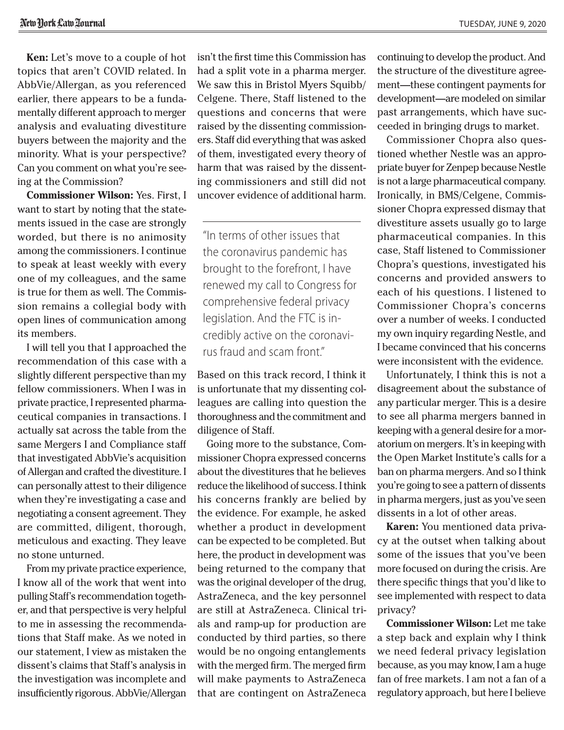**Ken:** Let's move to a couple of hot topics that aren't COVID related. In AbbVie/Allergan, as you referenced earlier, there appears to be a fundamentally different approach to merger analysis and evaluating divestiture buyers between the majority and the minority. What is your perspective? Can you comment on what you're seeing at the Commission?

**Commissioner Wilson:** Yes. First, I want to start by noting that the statements issued in the case are strongly worded, but there is no animosity among the commissioners. I continue to speak at least weekly with every one of my colleagues, and the same is true for them as well. The Commission remains a collegial body with open lines of communication among its members.

I will tell you that I approached the recommendation of this case with a slightly different perspective than my fellow commissioners. When I was in private practice, I represented pharmaceutical companies in transactions. I actually sat across the table from the same Mergers I and Compliance staff that investigated AbbVie's acquisition of Allergan and crafted the divestiture. I can personally attest to their diligence when they're investigating a case and negotiating a consent agreement. They are committed, diligent, thorough, meticulous and exacting. They leave no stone unturned.

From my private practice experience, I know all of the work that went into pulling Staff's recommendation together, and that perspective is very helpful to me in assessing the recommendations that Staff make. As we noted in our statement, I view as mistaken the dissent's claims that Staff's analysis in the investigation was incomplete and insufficiently rigorous. AbbVie/Allergan isn't the first time this Commission has had a split vote in a pharma merger. We saw this in Bristol Myers Squibb/Celgene. There, Staff listened to the questions and concerns that were raised by the dissenting commissioners. Staff did everything that was asked of them, investigated every theory of harm that was raised by the dissenting commissioners and still did not uncover evidence of additional harm.

> "In terms of other issues that the coronavirus pandemic has brought to the forefront, I have renewed my call to Congress for comprehensive federal privacy legislation. And the FTC is incredibly active on the coronavirus fraud and scam front."

Based on this track record, I think it is unfortunate that my dissenting colleagues are calling into question the thoroughness and the commitment and diligence of Staff.

Going more to the substance, Commissioner Chopra expressed concerns about the divestitures that he believes reduce the likelihood of success. I think his concerns frankly are belied by the evidence. For example, he asked whether a product in development can be expected to be completed. But here, the product in development was being returned to the company that was the original developer of the drug, AstraZeneca, and the key personnel are still at AstraZeneca. Clinical trials and ramp-up for production are conducted by third parties, so there would be no ongoing entanglements with the merged firm. The merged firm will make payments to AstraZeneca that are contingent on AstraZeneca continuing to develop the product. And the structure of the divestiture agreement—these contingent payments for development—are modeled on similar past arrangements, which have succeeded in bringing drugs to market.

Commissioner Chopra also questioned whether Nestle was an appropriate buyer for Zenpep because Nestle is not a large pharmaceutical company. Ironically, in BMS/Celgene, Commissioner Chopra expressed dismay that divestiture assets usually go to large pharmaceutical companies. In this case, Staff listened to Commissioner Chopra's questions, investigated his concerns and provided answers to each of his questions. I listened to Commissioner Chopra's concerns over a number of weeks. I conducted my own inquiry regarding Nestle, and I became convinced that his concerns were inconsistent with the evidence.

Unfortunately, I think this is not a disagreement about the substance of any particular merger. This is a desire to see all pharma mergers banned in keeping with a general desire for a moratorium on mergers. It's in keeping with the Open Market Institute's calls for a ban on pharma mergers. And so I think you're going to see a pattern of dissents in pharma mergers, just as you've seen dissents in a lot of other areas.

**Karen:** You mentioned data privacy at the outset when talking about some of the issues that you've been more focused on during the crisis. Are there specific things that you'd like to see implemented with respect to data privacy?

**Commissioner Wilson:** Let me take a step back and explain why I think we need federal privacy legislation because, as you may know, I am a huge fan of free markets. I am not a fan of a regulatory approach, but here I believe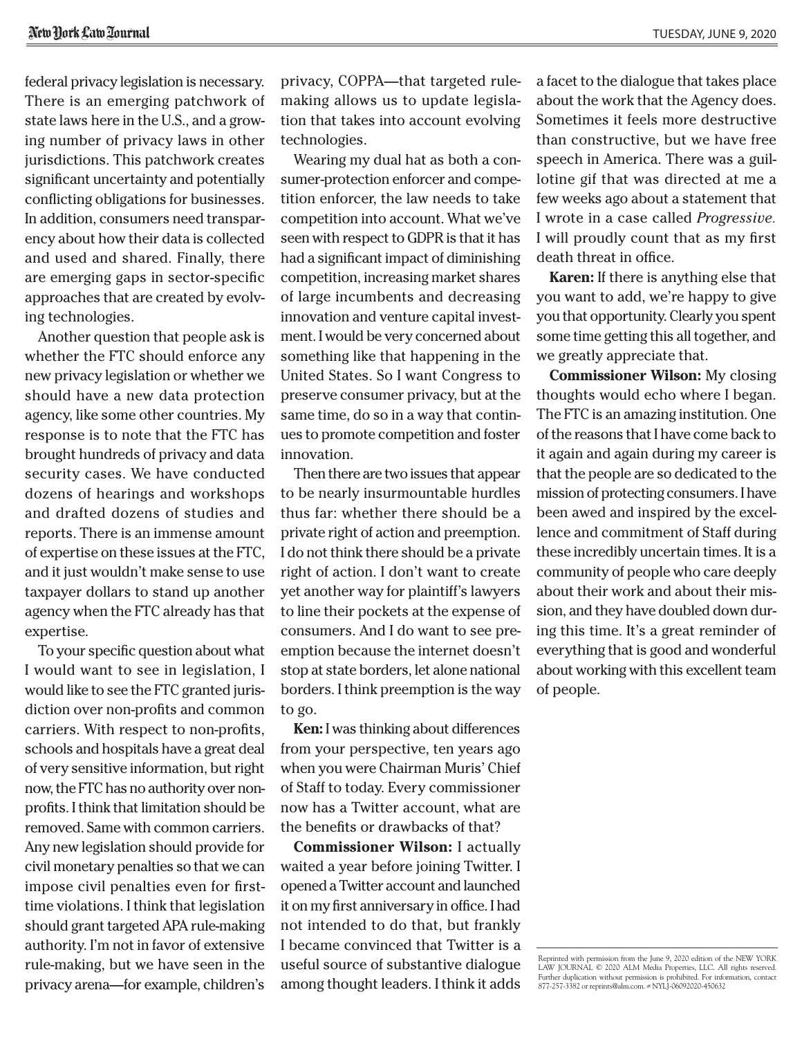federal privacy legislation is necessary. There is an emerging patchwork of state laws here in the U.S., and a growing number of privacy laws in other jurisdictions. This patchwork creates significant uncertainty and potentially conflicting obligations for businesses. In addition, consumers need transparency about how their data is collected and used and shared. Finally, there are emerging gaps in sector-specific approaches that are created by evolving technologies.

Another question that people ask is whether the FTC should enforce any new privacy legislation or whether we should have a new data protection agency, like some other countries. My response is to note that the FTC has brought hundreds of privacy and data security cases. We have conducted dozens of hearings and workshops and drafted dozens of studies and reports. There is an immense amount of expertise on these issues at the FTC, and it just wouldn't make sense to use taxpayer dollars to stand up another agency when the FTC already has that expertise.

To your specific question about what I would want to see in legislation, I would like to see the FTC granted jurisdiction over non-profits and common carriers. With respect to non-profits, schools and hospitals have a great deal of very sensitive information, but right now, the FTC has no authority over non-profits. I think that limitation should be removed. Same with common carriers. Any new legislation should provide for civil monetary penalties so that we can impose civil penalties even for first-time violations. I think that legislation should grant targeted APA rule-making authority. I'm not in favor of extensive rule-making, but we have seen in the privacy arena—for example, children's privacy, COPPA—that targeted rule-making allows us to update legislation that takes into account evolving technologies.

Wearing my dual hat as both a consumer-protection enforcer and competition enforcer, the law needs to take competition into account. What we've seen with respect to GDPR is that it has had a significant impact of diminishing competition, increasing market shares of large incumbents and decreasing innovation and venture capital investment. I would be very concerned about something like that happening in the United States. So I want Congress to preserve consumer privacy, but at the same time, do so in a way that continues to promote competition and foster innovation.

Then there are two issues that appear to be nearly insurmountable hurdles thus far: whether there should be a private right of action and preemption. I do not think there should be a private right of action. I don't want to create yet another way for plaintiff's lawyers to line their pockets at the expense of consumers. And I do want to see preemption because the internet doesn't stop at state borders, let alone national borders. I think preemption is the way to go.

**Ken:** I was thinking about differences from your perspective, ten years ago when you were Chairman Muris' Chief of Staff to today. Every commissioner now has a Twitter account, what are the benefits or drawbacks of that?

**Commissioner Wilson:** I actually waited a year before joining Twitter. I opened a Twitter account and launched it on my first anniversary in office. I had not intended to do that, but frankly I became convinced that Twitter is a useful source of substantive dialogue among thought leaders. I think it adds a facet to the dialogue that takes place about the work that the Agency does. Sometimes it feels more destructive than constructive, but we have free speech in America. There was a guillotine gif that was directed at me a few weeks ago about a statement that I wrote in a case called *Progressive*. I will proudly count that as my first death threat in office.

**Karen:** If there is anything else that you want to add, we're happy to give you that opportunity. Clearly you spent some time getting this all together, and we greatly appreciate that.

**Commissioner Wilson:** My closing thoughts would echo where I began. The FTC is an amazing institution. One of the reasons that I have come back to it again and again during my career is that the people are so dedicated to the mission of protecting consumers. I have been awed and inspired by the excellence and commitment of Staff during these incredibly uncertain times. It is a community of people who care deeply about their work and about their mission, and they have doubled down during this time. It's a great reminder of everything that is good and wonderful about working with this excellent team of people.

Reprinted with permission from the June 9, 2020 edition of the NEW YORK LAW JOURNAL © 2020 ALM Media Properties, LLC. All rights reserved. Further duplication without permission is prohibited. For information, contact 877-257-3382 or reprints@alm.com. # NYLJ-06092020-450632